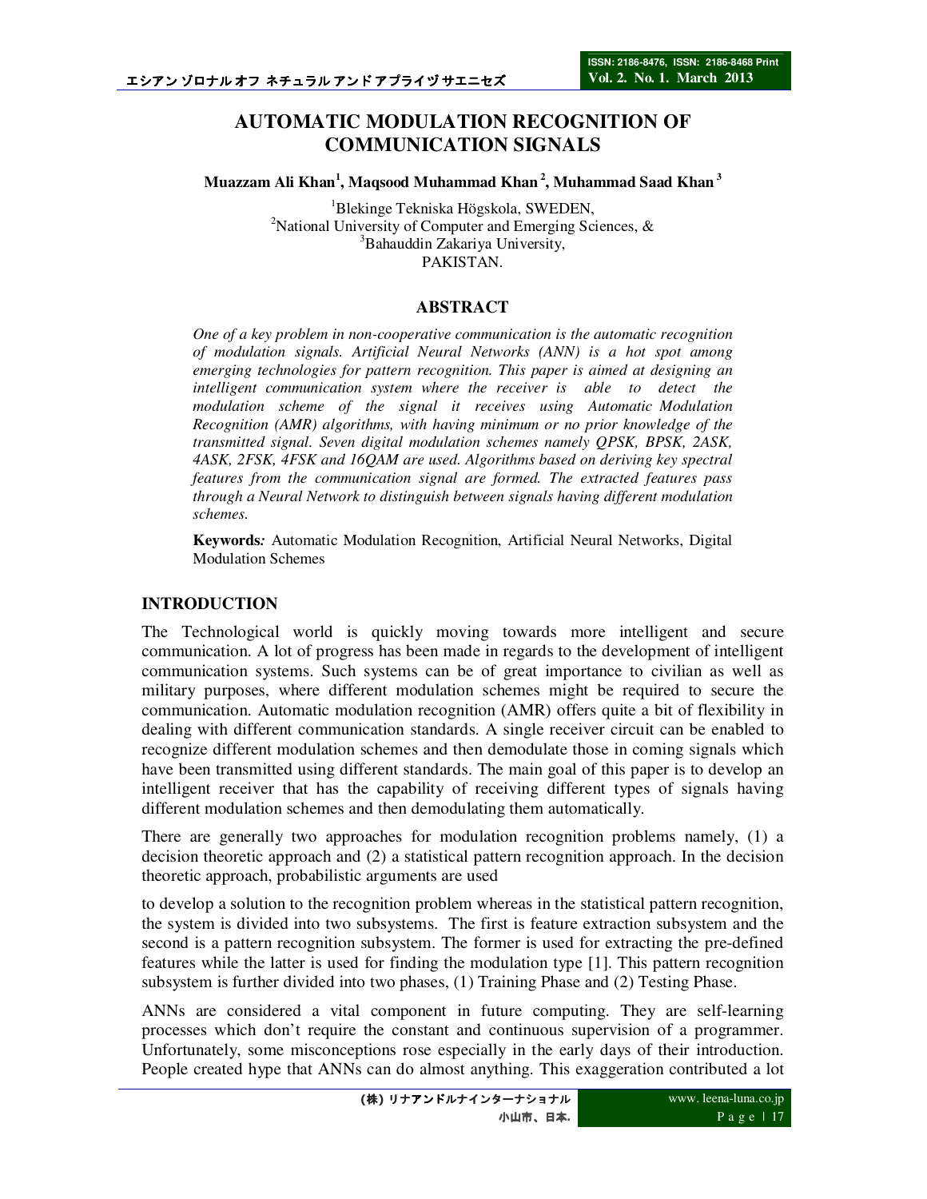# AUTOMATIC MODULATION RECOGNITION OF COMMUNICATION SIGNALS

**Muazzam Ali Khan[1], Maqsood Muhammad Khan[2], Muhammad Saad Khan[3]**

[1]Blekinge Tekniska Högskola, SWEDEN,
[2]National University of Computer and Emerging Sciences, &
[3]Bahauddin Zakariya University,
PAKISTAN.

## ABSTRACT

*One of a key problem in non-cooperative communication is the automatic recognition of modulation signals. Artificial Neural Networks (ANN) is a hot spot among emerging technologies for pattern recognition. This paper is aimed at designing an intelligent communication system where the receiver is able to detect the modulation scheme of the signal it receives using Automatic Modulation Recognition (AMR) algorithms, with having minimum or no prior knowledge of the transmitted signal. Seven digital modulation schemes namely QPSK, BPSK, 2ASK, 4ASK, 2FSK, 4FSK and 16QAM are used. Algorithms based on deriving key spectral features from the communication signal are formed. The extracted features pass through a Neural Network to distinguish between signals having different modulation schemes.*

**Keywords***:* Automatic Modulation Recognition, Artificial Neural Networks, Digital Modulation Schemes

## INTRODUCTION

The Technological world is quickly moving towards more intelligent and secure communication. A lot of progress has been made in regards to the development of intelligent communication systems. Such systems can be of great importance to civilian as well as military purposes, where different modulation schemes might be required to secure the communication. Automatic modulation recognition (AMR) offers quite a bit of flexibility in dealing with different communication standards. A single receiver circuit can be enabled to recognize different modulation schemes and then demodulate those in coming signals which have been transmitted using different standards. The main goal of this paper is to develop an intelligent receiver that has the capability of receiving different types of signals having different modulation schemes and then demodulating them automatically.

There are generally two approaches for modulation recognition problems namely, (1) a decision theoretic approach and (2) a statistical pattern recognition approach. In the decision theoretic approach, probabilistic arguments are used to develop a solution to the recognition problem whereas in the statistical pattern recognition, the system is divided into two subsystems. The first is feature extraction subsystem and the second is a pattern recognition subsystem. The former is used for extracting the pre-defined features while the latter is used for finding the modulation type [1]. This pattern recognition subsystem is further divided into two phases, (1) Training Phase and (2) Testing Phase.

ANNs are considered a vital component in future computing. They are self-learning processes which don't require the constant and continuous supervision of a programmer. Unfortunately, some misconceptions rose especially in the early days of their introduction. People created hype that ANNs can do almost anything. This exaggeration contributed a lot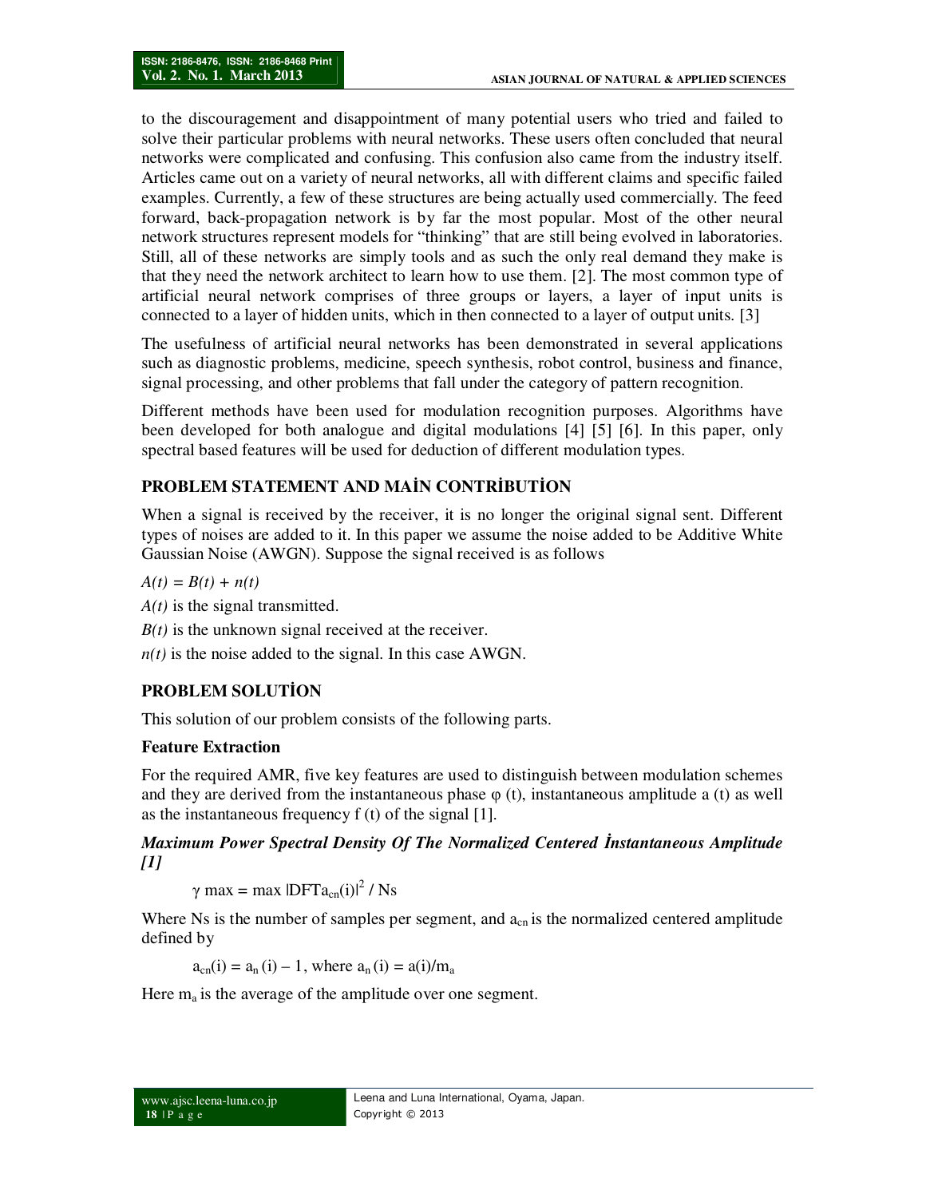to the discouragement and disappointment of many potential users who tried and failed to solve their particular problems with neural networks. These users often concluded that neural networks were complicated and confusing. This confusion also came from the industry itself. Articles came out on a variety of neural networks, all with different claims and specific failed examples. Currently, a few of these structures are being actually used commercially. The feed forward, back-propagation network is by far the most popular. Most of the other neural network structures represent models for "thinking" that are still being evolved in laboratories. Still, all of these networks are simply tools and as such the only real demand they make is that they need the network architect to learn how to use them. [2]. The most common type of artificial neural network comprises of three groups or layers, a layer of input units is connected to a layer of hidden units, which in then connected to a layer of output units. [3]

The usefulness of artificial neural networks has been demonstrated in several applications such as diagnostic problems, medicine, speech synthesis, robot control, business and finance, signal processing, and other problems that fall under the category of pattern recognition.

Different methods have been used for modulation recognition purposes. Algorithms have been developed for both analogue and digital modulations [4] [5] [6]. In this paper, only spectral based features will be used for deduction of different modulation types.

## PROBLEM STATEMENT AND MAİN CONTRİBUTİON

When a signal is received by the receiver, it is no longer the original signal sent. Different types of noises are added to it. In this paper we assume the noise added to be Additive White Gaussian Noise (AWGN). Suppose the signal received is as follows

$A(t) = B(t) + n(t)$

$A(t)$ is the signal transmitted.

$B(t)$ is the unknown signal received at the receiver.

$n(t)$ is the noise added to the signal. In this case AWGN.

## PROBLEM SOLUTİON

This solution of our problem consists of the following parts.

### Feature Extraction

For the required AMR, five key features are used to distinguish between modulation schemes and they are derived from the instantaneous phase $\varphi(t)$, instantaneous amplitude $a(t)$ as well as the instantaneous frequency $f(t)$ of the signal [1].

#### *Maximum Power Spectral Density Of The Normalized Centered İnstantaneous Amplitude [1]*

$$\gamma_{max} = \max |DFT a_{cn}(i)|^2 / Ns$$

Where Ns is the number of samples per segment, and $a_{cn}$ is the normalized centered amplitude defined by

$$a_{cn}(i) = a_n(i) - 1, \text{ where } a_n(i) = a(i)/m_a$$

Here $m_a$ is the average of the amplitude over one segment.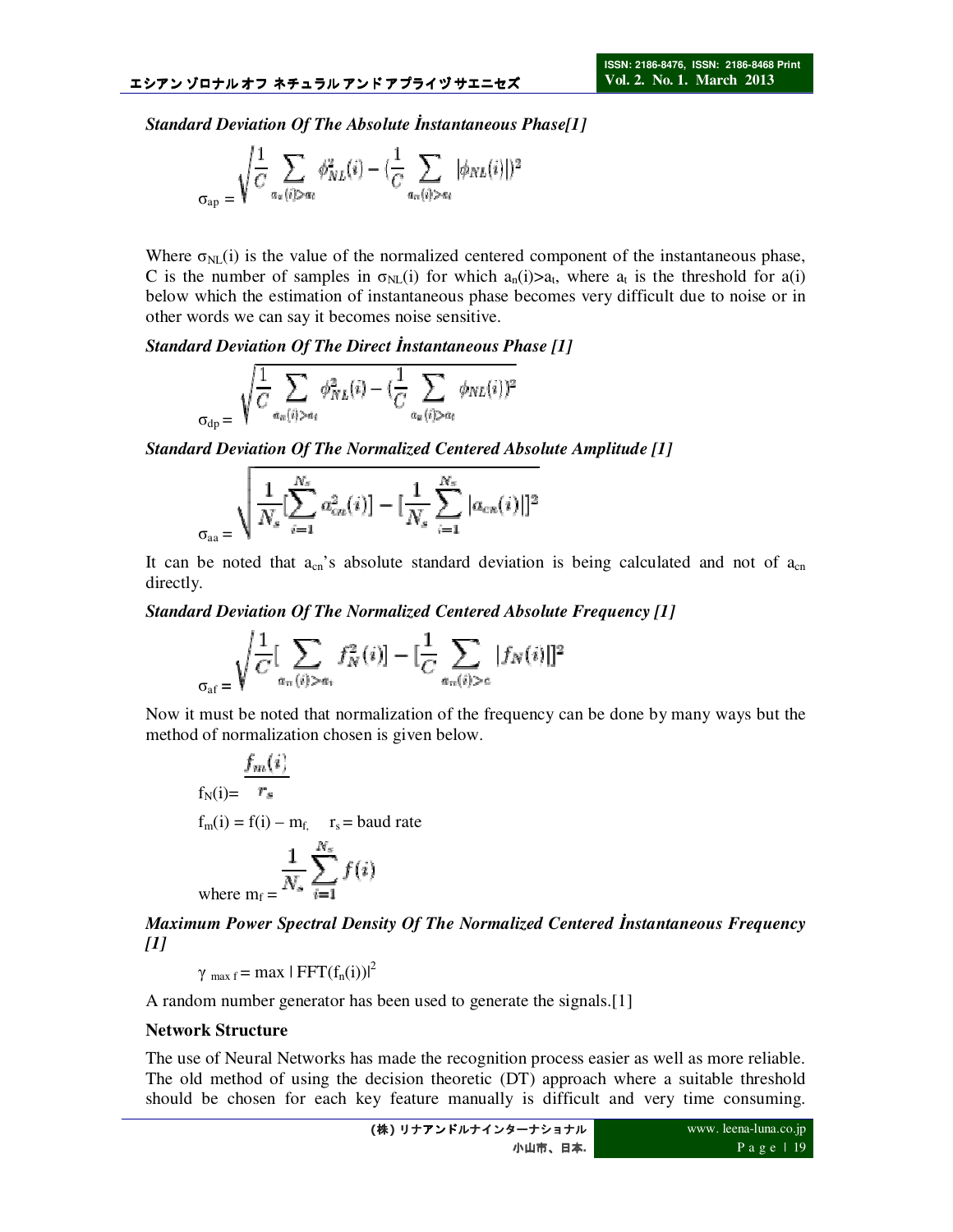***Standard Deviation Of The Absolute İnstantaneous Phase[1]***

$$\sigma_{ap} = \sqrt{\frac{1}{C}\sum_{a_n(i)>a_t} \phi_{NL}^2(i) - \left(\frac{1}{C}\sum_{a_n(i)>a_t} |\phi_{NL}(i)|\right)^2}$$

Where $\sigma_{NL}(i)$ is the value of the normalized centered component of the instantaneous phase, C is the number of samples in $\sigma_{NL}(i)$ for which $a_n(i)>a_t$, where $a_t$ is the threshold for a(i) below which the estimation of instantaneous phase becomes very difficult due to noise or in other words we can say it becomes noise sensitive.

***Standard Deviation Of The Direct İnstantaneous Phase [1]***

$$\sigma_{dp} = \sqrt{\frac{1}{C}\sum_{a_n(i)>a_t} \phi_{NL}^2(i) - \left(\frac{1}{C}\sum_{a_n(i)>a_t} \phi_{NL}(i)\right)^2}$$

***Standard Deviation Of The Normalized Centered Absolute Amplitude [1]***

$$\sigma_{aa} = \sqrt{\frac{1}{N_s}\left[\sum_{i=1}^{N_s} a_{cn}^2(i)\right] - \left[\frac{1}{N_s}\sum_{i=1}^{N_s} |a_{cn}(i)|\right]^2}$$

It can be noted that $a_{cn}$'s absolute standard deviation is being calculated and not of $a_{cn}$ directly.

***Standard Deviation Of The Normalized Centered Absolute Frequency [1]***

$$\sigma_{af} = \sqrt{\frac{1}{C}\left[\sum_{a_n(i)>a_t} f_N^2(i)\right] - \left[\frac{1}{C}\sum_{a_n(i)>c} |f_N(i)|\right]^2}$$

Now it must be noted that normalization of the frequency can be done by many ways but the method of normalization chosen is given below.

$$f_N(i) = \frac{f_m(i)}{r_s}$$

$f_m(i) = f(i) - m_f$, $r_s$ = baud rate

$$\text{where } m_f = \frac{1}{N_s}\sum_{i=1}^{N_s} f(i)$$

***Maximum Power Spectral Density Of The Normalized Centered İnstantaneous Frequency [1]***

$$\gamma_{\max f} = \max |FFT(f_n(i))|^2$$

A random number generator has been used to generate the signals.[1]

**Network Structure**

The use of Neural Networks has made the recognition process easier as well as more reliable. The old method of using the decision theoretic (DT) approach where a suitable threshold should be chosen for each key feature manually is difficult and very time consuming.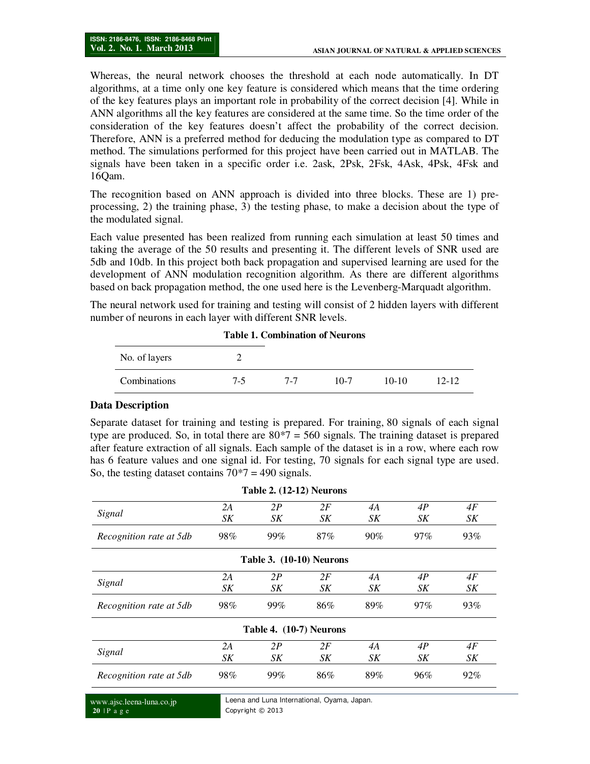Whereas, the neural network chooses the threshold at each node automatically. In DT algorithms, at a time only one key feature is considered which means that the time ordering of the key features plays an important role in probability of the correct decision [4]. While in ANN algorithms all the key features are considered at the same time. So the time order of the consideration of the key features doesn't affect the probability of the correct decision. Therefore, ANN is a preferred method for deducing the modulation type as compared to DT method. The simulations performed for this project have been carried out in MATLAB. The signals have been taken in a specific order i.e. 2ask, 2Psk, 2Fsk, 4Ask, 4Psk, 4Fsk and 16Qam.

The recognition based on ANN approach is divided into three blocks. These are 1) pre-processing, 2) the training phase, 3) the testing phase, to make a decision about the type of the modulated signal.

Each value presented has been realized from running each simulation at least 50 times and taking the average of the 50 results and presenting it. The different levels of SNR used are 5db and 10db. In this project both back propagation and supervised learning are used for the development of ANN modulation recognition algorithm. As there are different algorithms based on back propagation method, the one used here is the Levenberg-Marquadt algorithm.

The neural network used for training and testing will consist of 2 hidden layers with different number of neurons in each layer with different SNR levels.

**Table 1. Combination of Neurons**

| No. of layers | 2 | | | | |
|---|---|---|---|---|---|
| Combinations | 7-5 | 7-7 | 10-7 | 10-10 | 12-12 |

### Data Description

Separate dataset for training and testing is prepared. For training, 80 signals of each signal type are produced. So, in total there are 80*7 = 560 signals. The training dataset is prepared after feature extraction of all signals. Each sample of the dataset is in a row, where each row has 6 feature values and one signal id. For testing, 70 signals for each signal type are used. So, the testing dataset contains 70*7 = 490 signals.

**Table 2. (12-12) Neurons**

| *Signal* | *2ASK* | *2PSK* | *2FSK* | *4ASK* | *4PSK* | *4FSK* |
|---|---|---|---|---|---|---|
| *Recognition rate at 5db* | 98% | 99% | 87% | 90% | 97% | 93% |

**Table 3. (10-10) Neurons**

| *Signal* | *2ASK* | *2PSK* | *2FSK* | *4ASK* | *4PSK* | *4FSK* |
|---|---|---|---|---|---|---|
| *Recognition rate at 5db* | 98% | 99% | 86% | 89% | 97% | 93% |

**Table 4. (10-7) Neurons**

| *Signal* | *2ASK* | *2PSK* | *2FSK* | *4ASK* | *4PSK* | *4FSK* |
|---|---|---|---|---|---|---|
| *Recognition rate at 5db* | 98% | 99% | 86% | 89% | 96% | 92% |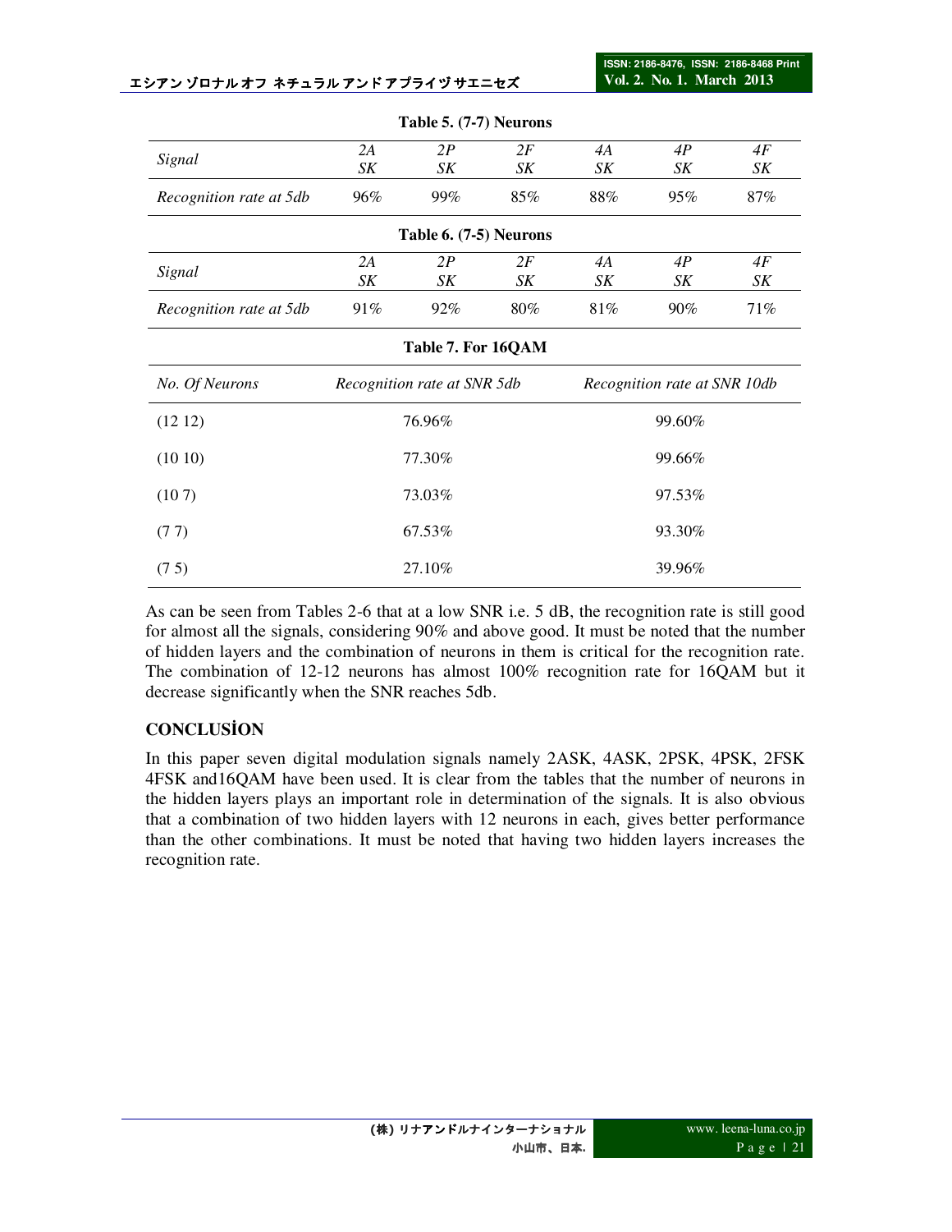**Table 5. (7-7) Neurons**

| *Signal* | *2A SK* | *2P SK* | *2F SK* | *4A SK* | *4P SK* | *4F SK* |
|---|---|---|---|---|---|---|
| *Recognition rate at 5db* | 96% | 99% | 85% | 88% | 95% | 87% |

**Table 6. (7-5) Neurons**

| *Signal* | *2A SK* | *2P SK* | *2F SK* | *4A SK* | *4P SK* | *4F SK* |
|---|---|---|---|---|---|---|
| *Recognition rate at 5db* | 91% | 92% | 80% | 81% | 90% | 71% |

**Table 7. For 16QAM**

| *No. Of Neurons* | *Recognition rate at SNR 5db* | *Recognition rate at SNR 10db* |
|---|---|---|
| (12 12) | 76.96% | 99.60% |
| (10 10) | 77.30% | 99.66% |
| (10 7) | 73.03% | 97.53% |
| (7 7) | 67.53% | 93.30% |
| (7 5) | 27.10% | 39.96% |

As can be seen from Tables 2-6 that at a low SNR i.e. 5 dB, the recognition rate is still good for almost all the signals, considering 90% and above good. It must be noted that the number of hidden layers and the combination of neurons in them is critical for the recognition rate. The combination of 12-12 neurons has almost 100% recognition rate for 16QAM but it decrease significantly when the SNR reaches 5db.

## CONCLUSİON

In this paper seven digital modulation signals namely 2ASK, 4ASK, 2PSK, 4PSK, 2FSK 4FSK and16QAM have been used. It is clear from the tables that the number of neurons in the hidden layers plays an important role in determination of the signals. It is also obvious that a combination of two hidden layers with 12 neurons in each, gives better performance than the other combinations. It must be noted that having two hidden layers increases the recognition rate.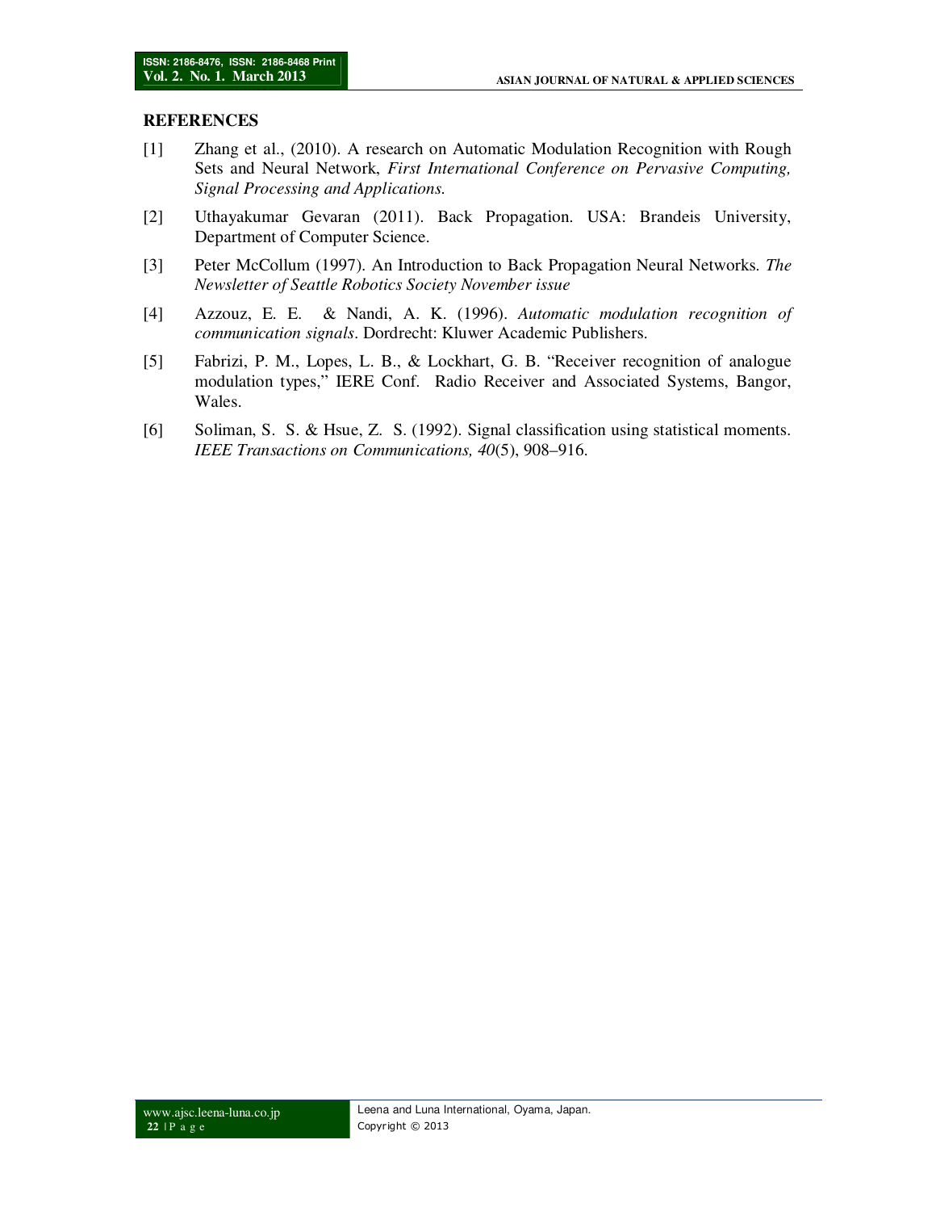## REFERENCES

[1] Zhang et al., (2010). A research on Automatic Modulation Recognition with Rough Sets and Neural Network, *First International Conference on Pervasive Computing, Signal Processing and Applications.*

[2] Uthayakumar Gevaran (2011). Back Propagation. USA: Brandeis University, Department of Computer Science.

[3] Peter McCollum (1997). An Introduction to Back Propagation Neural Networks. *The Newsletter of Seattle Robotics Society November issue*

[4] Azzouz, E. E. & Nandi, A. K. (1996). *Automatic modulation recognition of communication signals*. Dordrecht: Kluwer Academic Publishers.

[5] Fabrizi, P. M., Lopes, L. B., & Lockhart, G. B. "Receiver recognition of analogue modulation types," IERE Conf. Radio Receiver and Associated Systems, Bangor, Wales.

[6] Soliman, S. S. & Hsue, Z. S. (1992). Signal classification using statistical moments. *IEEE Transactions on Communications, 40*(5), 908–916.